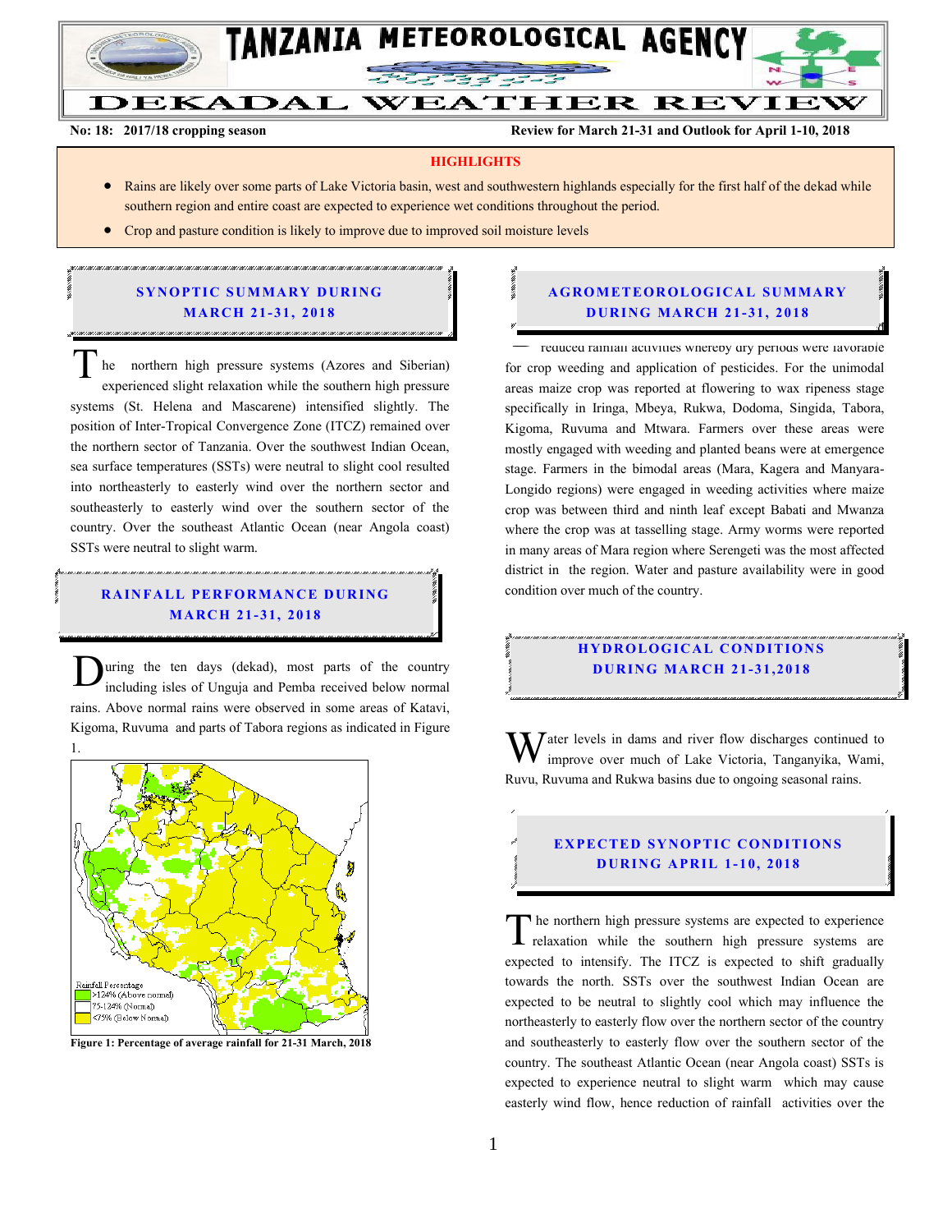# TANZANIA METEOROLOGICAL AGENCY

## DEKADAL WEATHER REVIEW

**No: 18: 2017/18 cropping season** **Review for March 21-31 and Outlook for April 1-10, 2018**

**HIGHLIGHTS**

- Rains are likely over some parts of Lake Victoria basin, west and southwestern highlands especially for the first half of the dekad while southern region and entire coast are expected to experience wet conditions throughout the period.
- Crop and pasture condition is likely to improve due to improved soil moisture levels

## SYNOPTIC SUMMARY DURING MARCH 21-31, 2018

The northern high pressure systems (Azores and Siberian) experienced slight relaxation while the southern high pressure systems (St. Helena and Mascarene) intensified slightly. The position of Inter-Tropical Convergence Zone (ITCZ) remained over the northern sector of Tanzania. Over the southwest Indian Ocean, sea surface temperatures (SSTs) were neutral to slight cool resulted into northeasterly to easterly wind over the northern sector and southeasterly to easterly wind over the southern sector of the country. Over the southeast Atlantic Ocean (near Angola coast) SSTs were neutral to slight warm.

## RAINFALL PERFORMANCE DURING MARCH 21-31, 2018

During the ten days (dekad), most parts of the country including isles of Unguja and Pemba received below normal rains. Above normal rains were observed in some areas of Katavi, Kigoma, Ruvuma and parts of Tabora regions as indicated in Figure 1.

Rainfall Percentage
- >124% (Above normal)
- 75-124% (Normal)
- <75% (Below Normal)

**Figure 1: Percentage of average rainfall for 21-31 March, 2018**

## AGROMETEOROLOGICAL SUMMARY DURING MARCH 21-31, 2018

reduced rainfall activities whereby dry periods were favorable for crop weeding and application of pesticides. For the unimodal areas maize crop was reported at flowering to wax ripeness stage specifically in Iringa, Mbeya, Rukwa, Dodoma, Singida, Tabora, Kigoma, Ruvuma and Mtwara. Farmers over these areas were mostly engaged with weeding and planted beans were at emergence stage. Farmers in the bimodal areas (Mara, Kagera and Manyara-Longido regions) were engaged in weeding activities where maize crop was between third and ninth leaf except Babati and Mwanza where the crop was at tasselling stage. Army worms were reported in many areas of Mara region where Serengeti was the most affected district in the region. Water and pasture availability were in good condition over much of the country.

## HYDROLOGICAL CONDITIONS DURING MARCH 21-31,2018

Water levels in dams and river flow discharges continued to improve over much of Lake Victoria, Tanganyika, Wami, Ruvu, Ruvuma and Rukwa basins due to ongoing seasonal rains.

## EXPECTED SYNOPTIC CONDITIONS DURING APRIL 1-10, 2018

The northern high pressure systems are expected to experience relaxation while the southern high pressure systems are expected to intensify. The ITCZ is expected to shift gradually towards the north. SSTs over the southwest Indian Ocean are expected to be neutral to slightly cool which may influence the northeasterly to easterly flow over the northern sector of the country and southeasterly to easterly flow over the southern sector of the country. The southeast Atlantic Ocean (near Angola coast) SSTs is expected to experience neutral to slight warm which may cause easterly wind flow, hence reduction of rainfall activities over the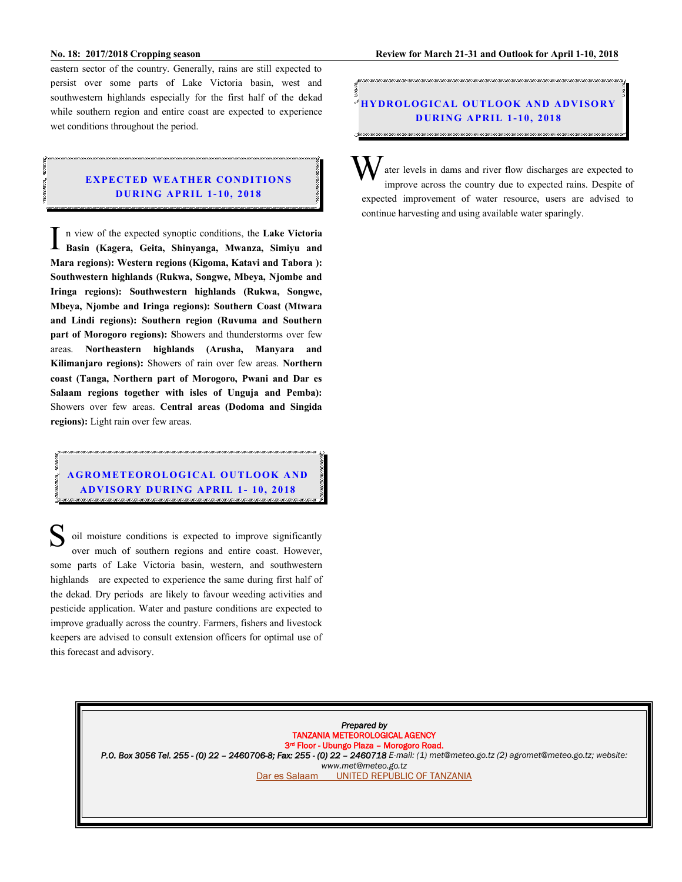eastern sector of the country. Generally, rains are still expected to persist over some parts of Lake Victoria basin, west and southwestern highlands especially for the first half of the dekad while southern region and entire coast are expected to experience wet conditions throughout the period.

## EXPECTED WEATHER CONDITIONS DURING APRIL 1-10, 2018

In view of the expected synoptic conditions, the **Lake Victoria Basin (Kagera, Geita, Shinyanga, Mwanza, Simiyu and Mara regions): Western regions (Kigoma, Katavi and Tabora ): Southwestern highlands (Rukwa, Songwe, Mbeya, Njombe and Iringa regions): Southwestern highlands (Rukwa, Songwe, Mbeya, Njombe and Iringa regions): Southern Coast (Mtwara and Lindi regions): Southern region (Ruvuma and Southern part of Morogoro regions): S**howers and thunderstorms over few areas. **Northeastern highlands (Arusha, Manyara and Kilimanjaro regions):** Showers of rain over few areas. **Northern coast (Tanga, Northern part of Morogoro, Pwani and Dar es Salaam regions together with isles of Unguja and Pemba):** Showers over few areas. **Central areas (Dodoma and Singida regions):** Light rain over few areas.

## AGROMETEOROLOGICAL OUTLOOK AND ADVISORY DURING APRIL 1- 10, 2018

Soil moisture conditions is expected to improve significantly over much of southern regions and entire coast. However, some parts of Lake Victoria basin, western, and southwestern highlands are expected to experience the same during first half of the dekad. Dry periods are likely to favour weeding activities and pesticide application. Water and pasture conditions are expected to improve gradually across the country. Farmers, fishers and livestock keepers are advised to consult extension officers for optimal use of this forecast and advisory.

## HYDROLOGICAL OUTLOOK AND ADVISORY DURING APRIL 1-10, 2018

Water levels in dams and river flow discharges are expected to improve across the country due to expected rains. Despite of expected improvement of water resource, users are advised to continue harvesting and using available water sparingly.

*Prepared by*
TANZANIA METEOROLOGICAL AGENCY
3rd Floor - Ubungo Plaza – Morogoro Road.
*P.O. Box 3056 Tel. 255 - (0) 22 – 2460706-8; Fax: 255 - (0) 22 – 2460718 E-mail: (1) met@meteo.go.tz (2) agromet@meteo.go.tz; website: www.met@meteo.go.tz*
Dar es Salaam UNITED REPUBLIC OF TANZANIA